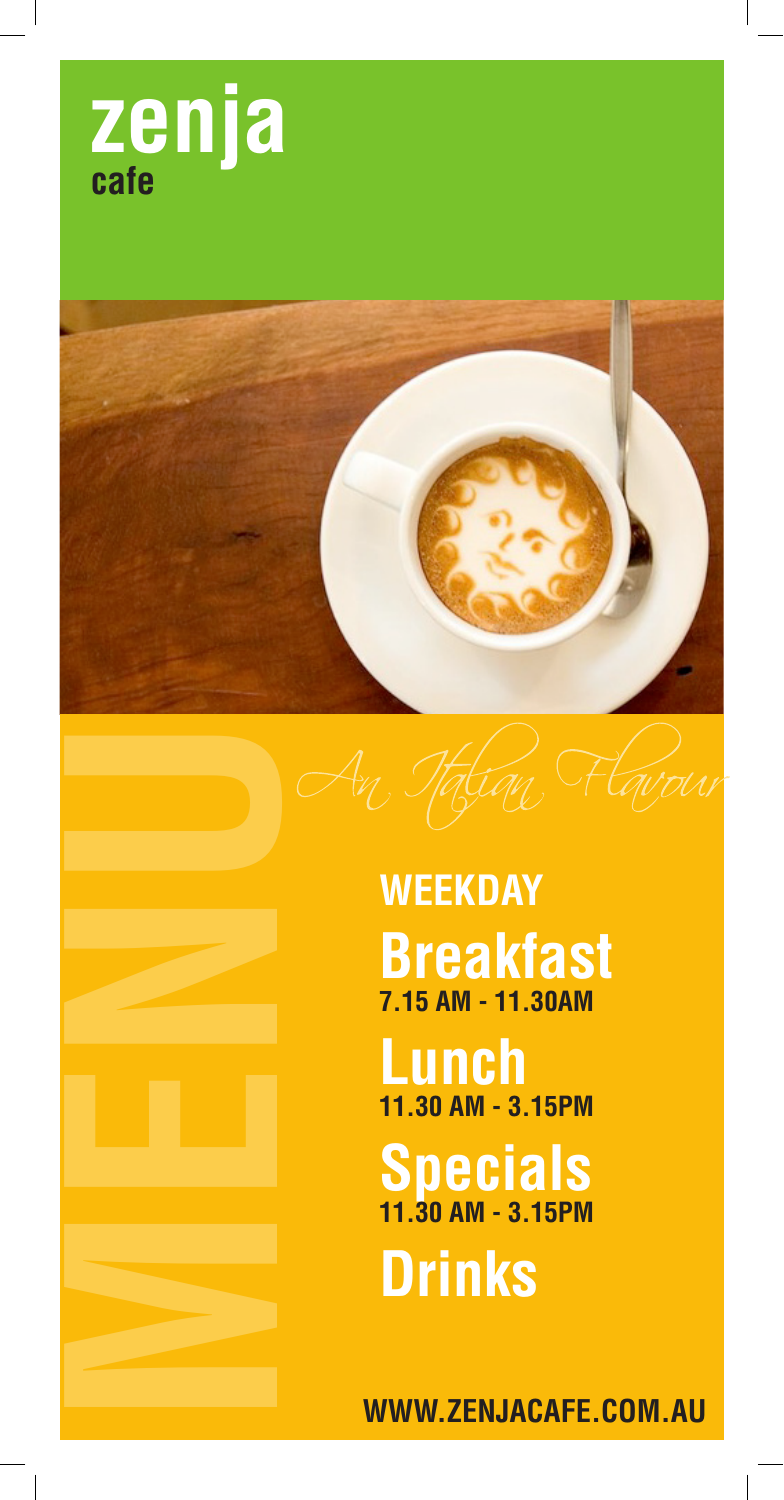# zenja
cafe

MENU

*An Italian Flavour*

**WEEKDAY**

## Breakfast
**7.15 AM - 11.30AM**

## Lunch
**11.30 AM - 3.15PM**

## Specials
**11.30 AM - 3.15PM**

## Drinks

**WWW.ZENJACAFE.COM.AU**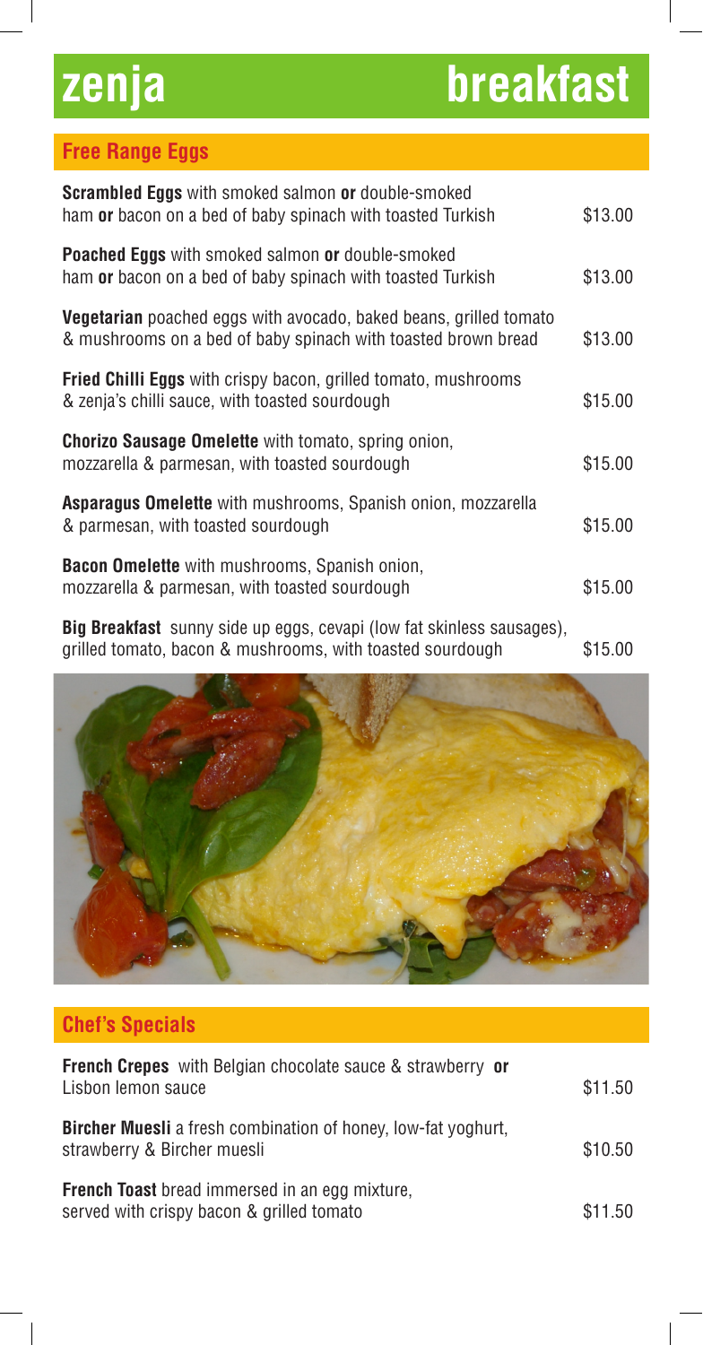# zenja breakfast

## Free Range Eggs

| Item | Price |
| --- | --- |
| **Scrambled Eggs** with smoked salmon **or** double-smoked ham **or** bacon on a bed of baby spinach with toasted Turkish | $13.00 |
| **Poached Eggs** with smoked salmon **or** double-smoked ham **or** bacon on a bed of baby spinach with toasted Turkish | $13.00 |
| **Vegetarian** poached eggs with avocado, baked beans, grilled tomato & mushrooms on a bed of baby spinach with toasted brown bread | $13.00 |
| **Fried Chilli Eggs** with crispy bacon, grilled tomato, mushrooms & zenja's chilli sauce, with toasted sourdough | $15.00 |
| **Chorizo Sausage Omelette** with tomato, spring onion, mozzarella & parmesan, with toasted sourdough | $15.00 |
| **Asparagus Omelette** with mushrooms, Spanish onion, mozzarella & parmesan, with toasted sourdough | $15.00 |
| **Bacon Omelette** with mushrooms, Spanish onion, mozzarella & parmesan, with toasted sourdough | $15.00 |
| **Big Breakfast** sunny side up eggs, cevapi (low fat skinless sausages), grilled tomato, bacon & mushrooms, with toasted sourdough | $15.00 |

## Chef's Specials

| Item | Price |
| --- | --- |
| **French Crepes** with Belgian chocolate sauce & strawberry **or** Lisbon lemon sauce | $11.50 |
| **Bircher Muesli** a fresh combination of honey, low-fat yoghurt, strawberry & Bircher muesli | $10.50 |
| **French Toast** bread immersed in an egg mixture, served with crispy bacon & grilled tomato | $11.50 |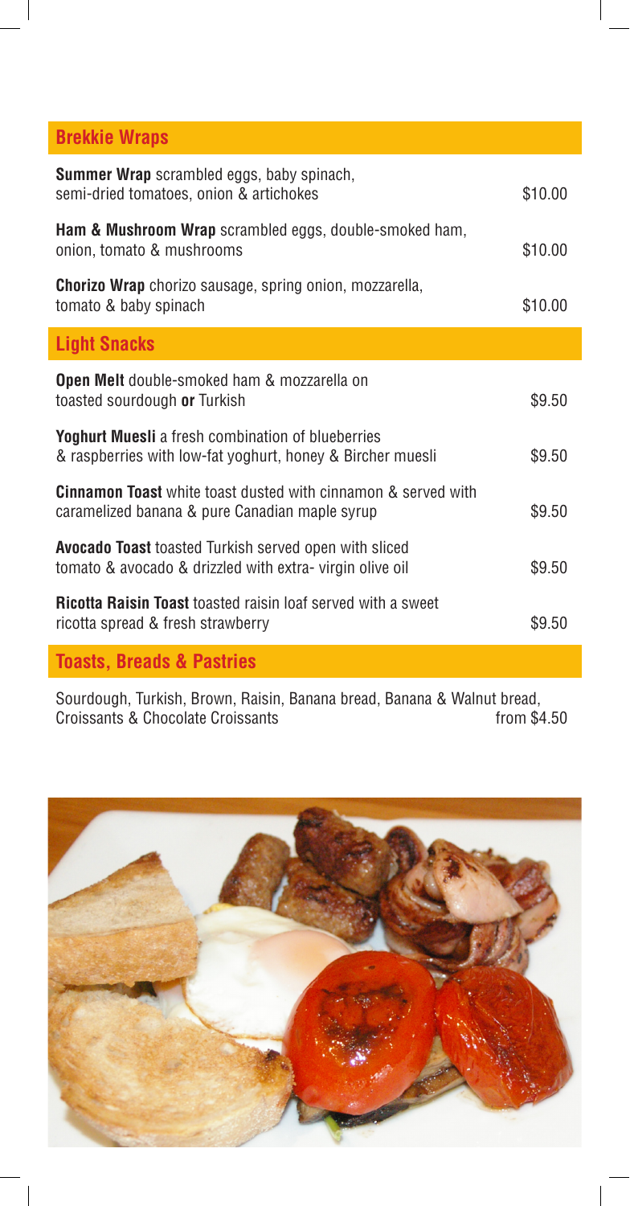## Brekkie Wraps

| | |
|---|---|
| **Summer Wrap** scrambled eggs, baby spinach, semi-dried tomatoes, onion & artichokes | $10.00 |
| **Ham & Mushroom Wrap** scrambled eggs, double-smoked ham, onion, tomato & mushrooms | $10.00 |
| **Chorizo Wrap** chorizo sausage, spring onion, mozzarella, tomato & baby spinach | $10.00 |

## Light Snacks

| | |
|---|---|
| **Open Melt** double-smoked ham & mozzarella on toasted sourdough **or** Turkish | $9.50 |
| **Yoghurt Muesli** a fresh combination of blueberries & raspberries with low-fat yoghurt, honey & Bircher muesli | $9.50 |
| **Cinnamon Toast** white toast dusted with cinnamon & served with caramelized banana & pure Canadian maple syrup | $9.50 |
| **Avocado Toast** toasted Turkish served open with sliced tomato & avocado & drizzled with extra- virgin olive oil | $9.50 |
| **Ricotta Raisin Toast** toasted raisin loaf served with a sweet ricotta spread & fresh strawberry | $9.50 |

## Toasts, Breads & Pastries

| | |
|---|---|
| Sourdough, Turkish, Brown, Raisin, Banana bread, Banana & Walnut bread, Croissants & Chocolate Croissants | from $4.50 |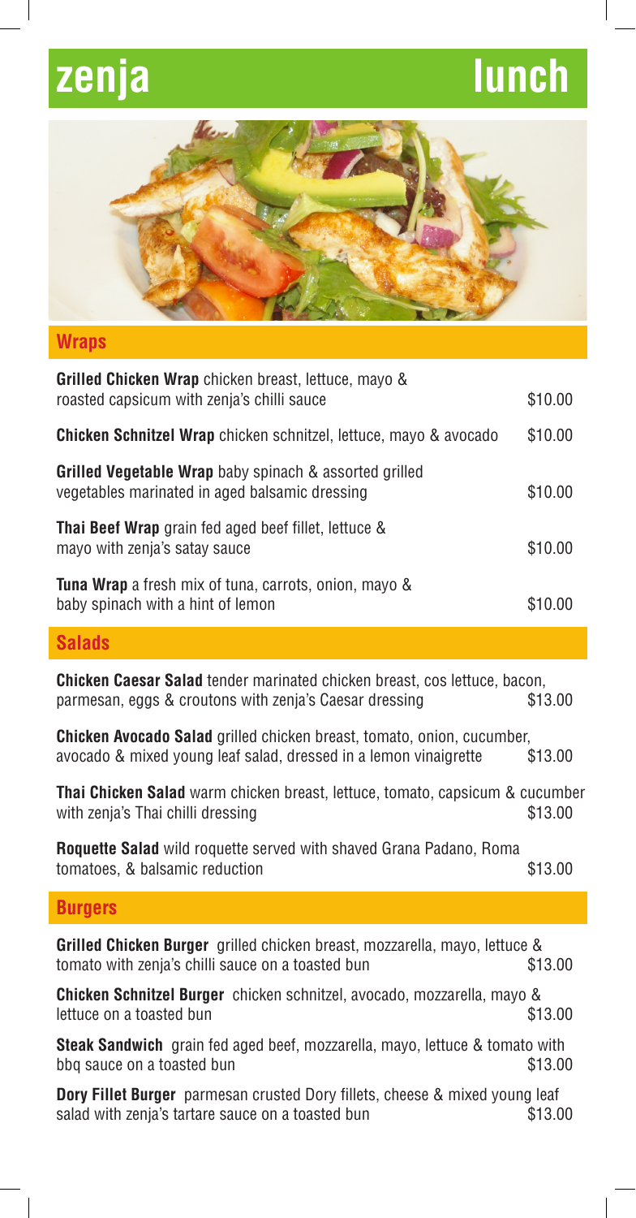# zenja lunch

## Wraps

| | |
|---|---|
| **Grilled Chicken Wrap** chicken breast, lettuce, mayo & roasted capsicum with zenja's chilli sauce | $10.00 |
| **Chicken Schnitzel Wrap** chicken schnitzel, lettuce, mayo & avocado | $10.00 |
| **Grilled Vegetable Wrap** baby spinach & assorted grilled vegetables marinated in aged balsamic dressing | $10.00 |
| **Thai Beef Wrap** grain fed aged beef fillet, lettuce & mayo with zenja's satay sauce | $10.00 |
| **Tuna Wrap** a fresh mix of tuna, carrots, onion, mayo & baby spinach with a hint of lemon | $10.00 |

## Salads

| | |
|---|---|
| **Chicken Caesar Salad** tender marinated chicken breast, cos lettuce, bacon, parmesan, eggs & croutons with zenja's Caesar dressing | $13.00 |
| **Chicken Avocado Salad** grilled chicken breast, tomato, onion, cucumber, avocado & mixed young leaf salad, dressed in a lemon vinaigrette | $13.00 |
| **Thai Chicken Salad** warm chicken breast, lettuce, tomato, capsicum & cucumber with zenja's Thai chilli dressing | $13.00 |
| **Roquette Salad** wild roquette served with shaved Grana Padano, Roma tomatoes, & balsamic reduction | $13.00 |

## Burgers

| | |
|---|---|
| **Grilled Chicken Burger** grilled chicken breast, mozzarella, mayo, lettuce & tomato with zenja's chilli sauce on a toasted bun | $13.00 |
| **Chicken Schnitzel Burger** chicken schnitzel, avocado, mozzarella, mayo & lettuce on a toasted bun | $13.00 |
| **Steak Sandwich** grain fed aged beef, mozzarella, mayo, lettuce & tomato with bbq sauce on a toasted bun | $13.00 |
| **Dory Fillet Burger** parmesan crusted Dory fillets, cheese & mixed young leaf salad with zenja's tartare sauce on a toasted bun | $13.00 |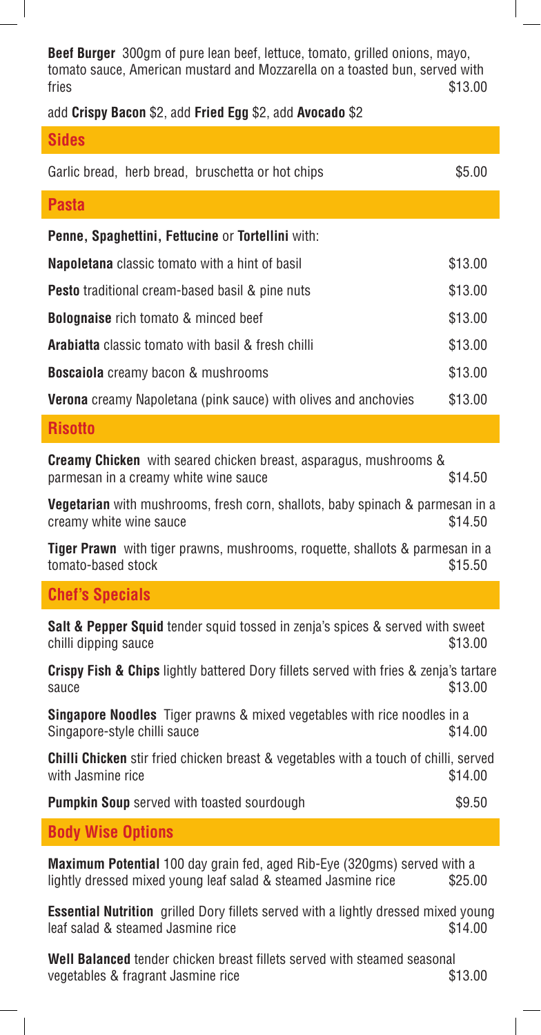**Beef Burger** 300gm of pure lean beef, lettuce, tomato, grilled onions, mayo, tomato sauce, American mustard and Mozzarella on a toasted bun, served with fries $13.00

add **Crispy Bacon** $2, add **Fried Egg** $2, add **Avocado** $2

## Sides

Garlic bread, herb bread, bruschetta or hot chips $5.00

## Pasta

**Penne, Spaghettini, Fettucine** or **Tortellini** with:

**Napoletana** classic tomato with a hint of basil $13.00

**Pesto** traditional cream-based basil & pine nuts $13.00

**Bolognaise** rich tomato & minced beef $13.00

**Arabiatta** classic tomato with basil & fresh chilli $13.00

**Boscaiola** creamy bacon & mushrooms $13.00

**Verona** creamy Napoletana (pink sauce) with olives and anchovies $13.00

## Risotto

**Creamy Chicken** with seared chicken breast, asparagus, mushrooms & parmesan in a creamy white wine sauce $14.50

**Vegetarian** with mushrooms, fresh corn, shallots, baby spinach & parmesan in a creamy white wine sauce $14.50

**Tiger Prawn** with tiger prawns, mushrooms, roquette, shallots & parmesan in a tomato-based stock $15.50

## Chef's Specials

**Salt & Pepper Squid** tender squid tossed in zenja's spices & served with sweet chilli dipping sauce $13.00

**Crispy Fish & Chips** lightly battered Dory fillets served with fries & zenja's tartare sauce $13.00

**Singapore Noodles** Tiger prawns & mixed vegetables with rice noodles in a Singapore-style chilli sauce $14.00

**Chilli Chicken** stir fried chicken breast & vegetables with a touch of chilli, served with Jasmine rice $14.00

**Pumpkin Soup** served with toasted sourdough $9.50

## Body Wise Options

**Maximum Potential** 100 day grain fed, aged Rib-Eye (320gms) served with a lightly dressed mixed young leaf salad & steamed Jasmine rice $25.00

**Essential Nutrition** grilled Dory fillets served with a lightly dressed mixed young leaf salad & steamed Jasmine rice $14.00

**Well Balanced** tender chicken breast fillets served with steamed seasonal vegetables & fragrant Jasmine rice $13.00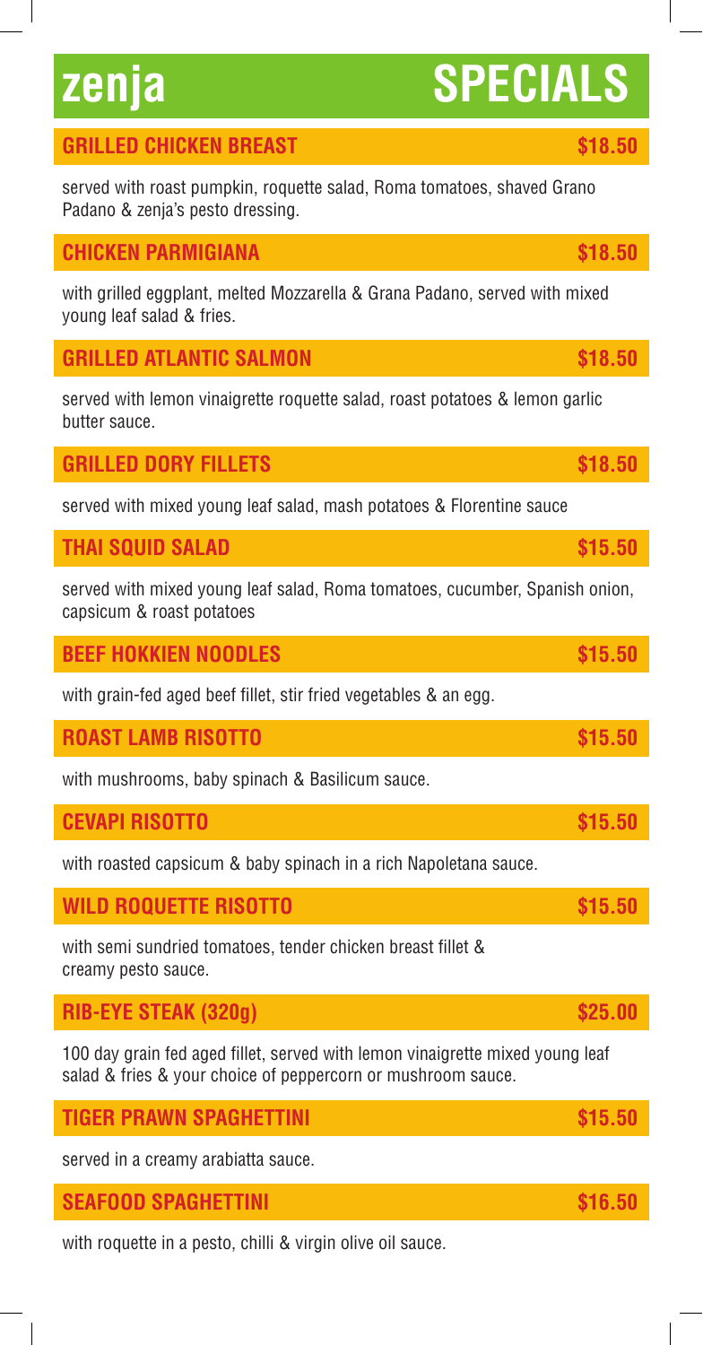# zenja SPECIALS

### GRILLED CHICKEN BREAST — $18.50

served with roast pumpkin, roquette salad, Roma tomatoes, shaved Grano Padano & zenja's pesto dressing.

### CHICKEN PARMIGIANA — $18.50

with grilled eggplant, melted Mozzarella & Grana Padano, served with mixed young leaf salad & fries.

### GRILLED ATLANTIC SALMON — $18.50

served with lemon vinaigrette roquette salad, roast potatoes & lemon garlic butter sauce.

### GRILLED DORY FILLETS — $18.50

served with mixed young leaf salad, mash potatoes & Florentine sauce

### THAI SQUID SALAD — $15.50

served with mixed young leaf salad, Roma tomatoes, cucumber, Spanish onion, capsicum & roast potatoes

### BEEF HOKKIEN NOODLES — $15.50

with grain-fed aged beef fillet, stir fried vegetables & an egg.

### ROAST LAMB RISOTTO — $15.50

with mushrooms, baby spinach & Basilicum sauce.

### CEVAPI RISOTTO — $15.50

with roasted capsicum & baby spinach in a rich Napoletana sauce.

### WILD ROQUETTE RISOTTO — $15.50

with semi sundried tomatoes, tender chicken breast fillet & creamy pesto sauce.

### RIB-EYE STEAK (320g) — $25.00

100 day grain fed aged fillet, served with lemon vinaigrette mixed young leaf salad & fries & your choice of peppercorn or mushroom sauce.

### TIGER PRAWN SPAGHETTINI — $15.50

served in a creamy arabiatta sauce.

### SEAFOOD SPAGHETTINI — $16.50

with roquette in a pesto, chilli & virgin olive oil sauce.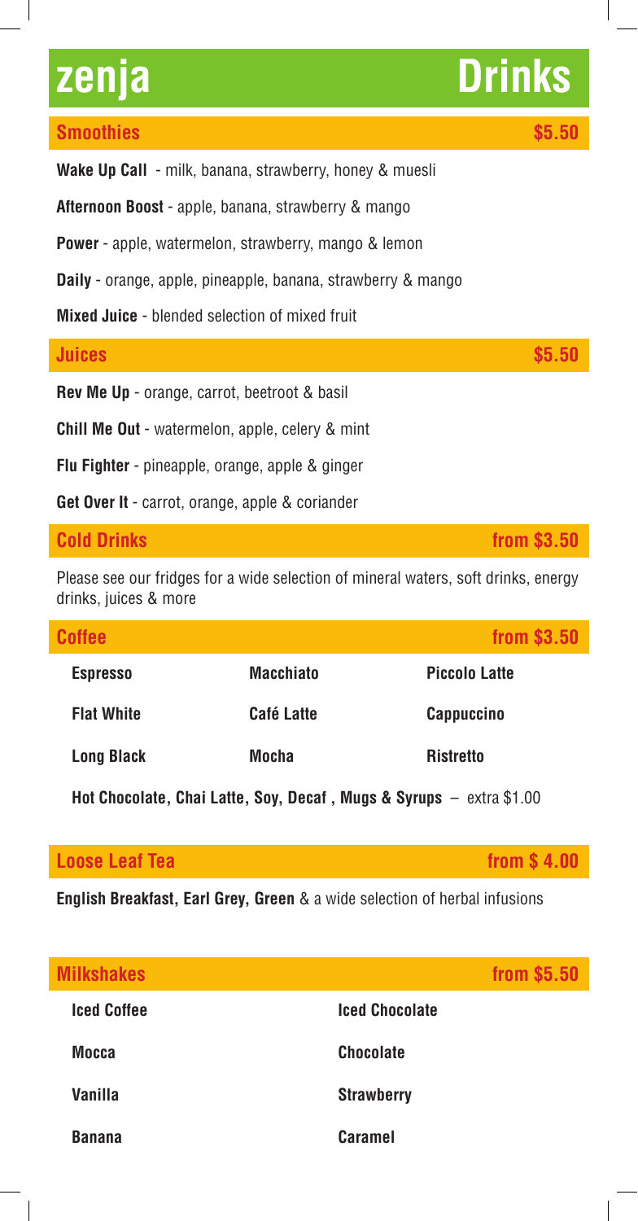# zenja Drinks

## Smoothies — $5.50

**Wake Up Call** - milk, banana, strawberry, honey & muesli

**Afternoon Boost** - apple, banana, strawberry & mango

**Power** - apple, watermelon, strawberry, mango & lemon

**Daily** - orange, apple, pineapple, banana, strawberry & mango

**Mixed Juice** - blended selection of mixed fruit

## Juices — $5.50

**Rev Me Up** - orange, carrot, beetroot & basil

**Chill Me Out** - watermelon, apple, celery & mint

**Flu Fighter** - pineapple, orange, apple & ginger

**Get Over It** - carrot, orange, apple & coriander

## Cold Drinks — from $3.50

Please see our fridges for a wide selection of mineral waters, soft drinks, energy drinks, juices & more

## Coffee — from $3.50

| | | |
|---|---|---|
| **Espresso** | **Macchiato** | **Piccolo Latte** |
| **Flat White** | **Café Latte** | **Cappuccino** |
| **Long Black** | **Mocha** | **Ristretto** |

**Hot Chocolate, Chai Latte, Soy, Decaf , Mugs & Syrups** – extra $1.00

## Loose Leaf Tea — from $ 4.00

**English Breakfast, Earl Grey, Green** & a wide selection of herbal infusions

## Milkshakes — from $5.50

| | |
|---|---|
| **Iced Coffee** | **Iced Chocolate** |
| **Mocca** | **Chocolate** |
| **Vanilla** | **Strawberry** |
| **Banana** | **Caramel** |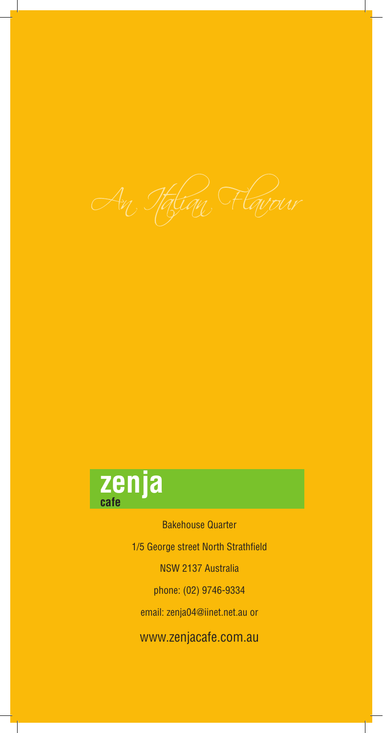*An Italian Flavour*

# zenja
**cafe**

Bakehouse Quarter

1/5 George street North Strathfield

NSW 2137 Australia

phone: (02) 9746-9334

email: zenja04@iinet.net.au or

www.zenjacafe.com.au